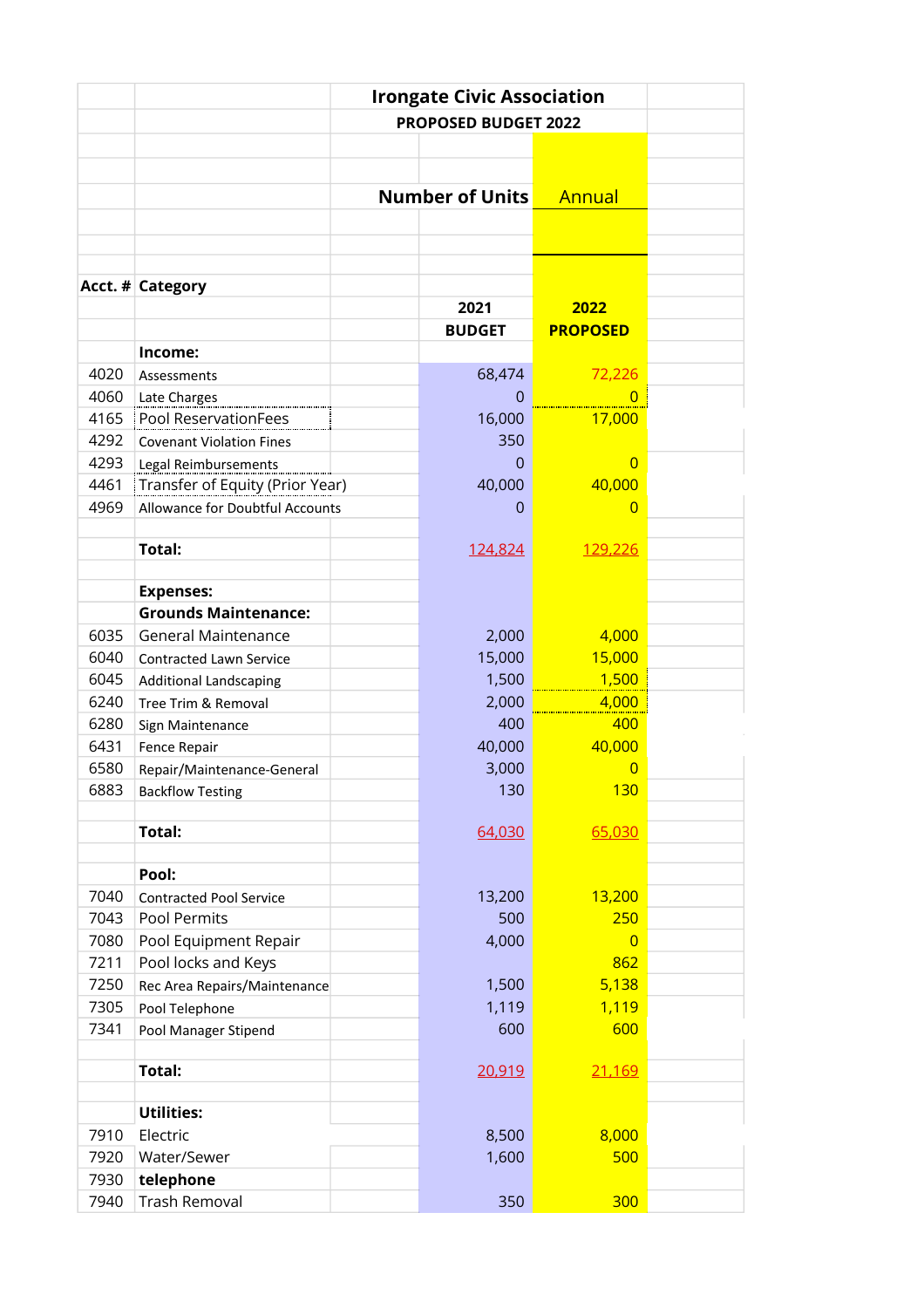# Irongate Civic Association

## PROPOSED BUDGET 2022

| Acct. # | Category | Number of Units 2021 BUDGET | Annual 2022 PROPOSED |
|---|---|---|---|
| | **Income:** | | |
| 4020 | Assessments | 68,474 | 72,226 |
| 4060 | Late Charges | 0 | 0 |
| 4165 | Pool ReservationFees | 16,000 | 17,000 |
| 4292 | Covenant Violation Fines | 350 | |
| 4293 | Legal Reimbursements | 0 | 0 |
| 4461 | Transfer of Equity (Prior Year) | 40,000 | 40,000 |
| 4969 | Allowance for Doubtful Accounts | 0 | 0 |
| | | | |
| | **Total:** | 124,824 | 129,226 |
| | | | |
| | **Expenses:** | | |
| | **Grounds Maintenance:** | | |
| 6035 | General Maintenance | 2,000 | 4,000 |
| 6040 | Contracted Lawn Service | 15,000 | 15,000 |
| 6045 | Additional Landscaping | 1,500 | 1,500 |
| 6240 | Tree Trim & Removal | 2,000 | 4,000 |
| 6280 | Sign Maintenance | 400 | 400 |
| 6431 | Fence Repair | 40,000 | 40,000 |
| 6580 | Repair/Maintenance-General | 3,000 | 0 |
| 6883 | Backflow Testing | 130 | 130 |
| | | | |
| | **Total:** | 64,030 | 65,030 |
| | | | |
| | **Pool:** | | |
| 7040 | Contracted Pool Service | 13,200 | 13,200 |
| 7043 | Pool Permits | 500 | 250 |
| 7080 | Pool Equipment Repair | 4,000 | 0 |
| 7211 | Pool locks and Keys | | 862 |
| 7250 | Rec Area Repairs/Maintenance | 1,500 | 5,138 |
| 7305 | Pool Telephone | 1,119 | 1,119 |
| 7341 | Pool Manager Stipend | 600 | 600 |
| | | | |
| | **Total:** | 20,919 | 21,169 |
| | | | |
| | **Utilities:** | | |
| 7910 | Electric | 8,500 | 8,000 |
| 7920 | Water/Sewer | 1,600 | 500 |
| 7930 | **telephone** | | |
| 7940 | Trash Removal | 350 | 300 |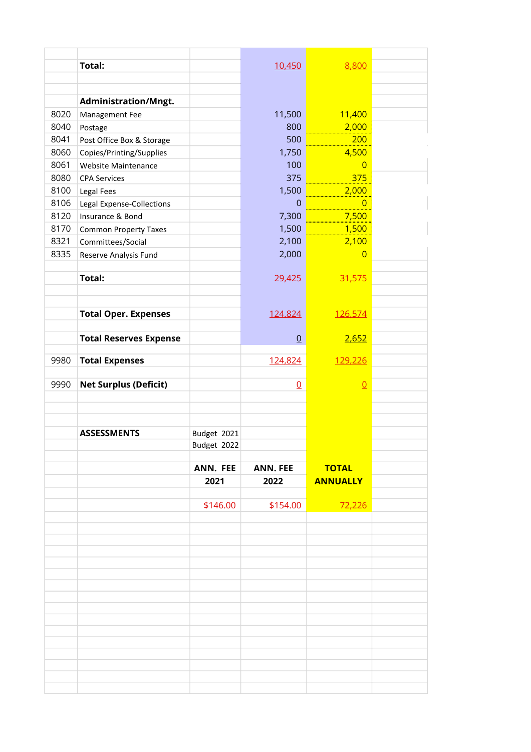| | | | | |
|---|---|---|---|---|
| | **Total:** | | 10,450 | 8,800 |
| | | | | |
| | **Administration/Mngt.** | | | |
| 8020 | Management Fee | | 11,500 | 11,400 |
| 8040 | Postage | | 800 | 2,000 |
| 8041 | Post Office Box & Storage | | 500 | 200 |
| 8060 | Copies/Printing/Supplies | | 1,750 | 4,500 |
| 8061 | Website Maintenance | | 100 | 0 |
| 8080 | CPA Services | | 375 | 375 |
| 8100 | Legal Fees | | 1,500 | 2,000 |
| 8106 | Legal Expense-Collections | | 0 | 0 |
| 8120 | Insurance & Bond | | 7,300 | 7,500 |
| 8170 | Common Property Taxes | | 1,500 | 1,500 |
| 8321 | Committees/Social | | 2,100 | 2,100 |
| 8335 | Reserve Analysis Fund | | 2,000 | 0 |
| | | | | |
| | **Total:** | | 29,425 | 31,575 |
| | | | | |
| | **Total Oper. Expenses** | | 124,824 | 126,574 |
| | | | | |
| | **Total Reserves Expense** | | 0 | 2,652 |
| | | | | |
| 9980 | **Total Expenses** | | 124,824 | 129,226 |
| | | | | |
| 9990 | **Net Surplus (Deficit)** | | 0 | 0 |
| | | | | |
| | **ASSESSMENTS** | Budget 2021 | | |
| | | Budget 2022 | | |
| | | | | |
| | | **ANN. FEE 2021** | **ANN. FEE 2022** | **TOTAL ANNUALLY** |
| | | | | |
| | | $146.00 | $154.00 | 72,226 |